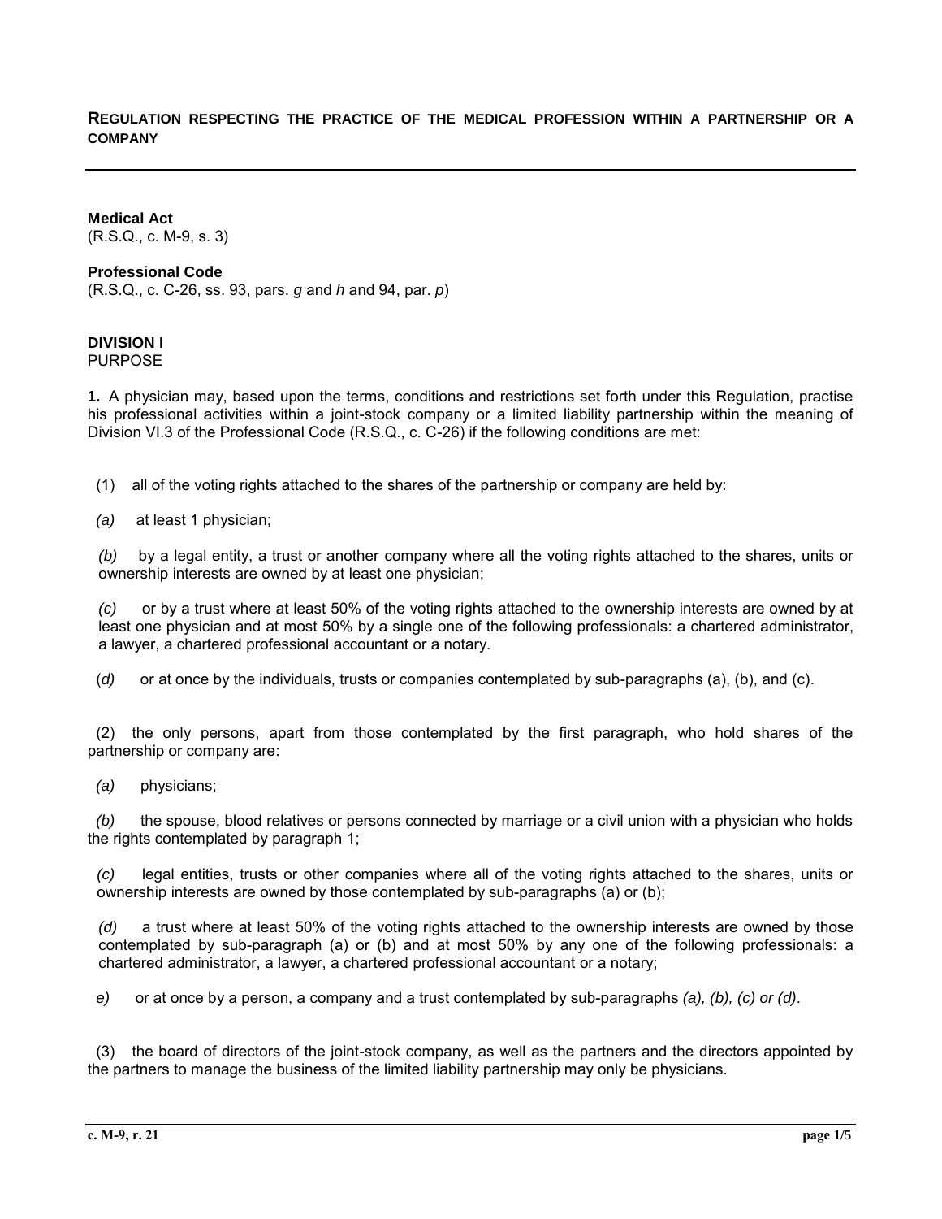## REGULATION RESPECTING THE PRACTICE OF THE MEDICAL PROFESSION WITHIN A PARTNERSHIP OR A COMPANY

**Medical Act**
(R.S.Q., c. M-9, s. 3)

**Professional Code**
(R.S.Q., c. C-26, ss. 93, pars. *g* and *h* and 94, par. *p*)

**DIVISION I**
PURPOSE

**1.** A physician may, based upon the terms, conditions and restrictions set forth under this Regulation, practise his professional activities within a joint-stock company or a limited liability partnership within the meaning of Division VI.3 of the Professional Code (R.S.Q., c. C-26) if the following conditions are met:

(1) all of the voting rights attached to the shares of the partnership or company are held by:

*(a)* at least 1 physician;

*(b)* by a legal entity, a trust or another company where all the voting rights attached to the shares, units or ownership interests are owned by at least one physician;

*(c)* or by a trust where at least 50% of the voting rights attached to the ownership interests are owned by at least one physician and at most 50% by a single one of the following professionals: a chartered administrator, a lawyer, a chartered professional accountant or a notary.

(*d)* or at once by the individuals, trusts or companies contemplated by sub-paragraphs (a), (b), and (c).

(2) the only persons, apart from those contemplated by the first paragraph, who hold shares of the partnership or company are:

*(a)* physicians;

*(b)* the spouse, blood relatives or persons connected by marriage or a civil union with a physician who holds the rights contemplated by paragraph 1;

*(c)* legal entities, trusts or other companies where all of the voting rights attached to the shares, units or ownership interests are owned by those contemplated by sub-paragraphs (a) or (b);

*(d)* a trust where at least 50% of the voting rights attached to the ownership interests are owned by those contemplated by sub-paragraph (a) or (b) and at most 50% by any one of the following professionals: a chartered administrator, a lawyer, a chartered professional accountant or a notary;

*e)* or at once by a person, a company and a trust contemplated by sub-paragraphs *(a), (b), (c) or (d)*.

(3) the board of directors of the joint-stock company, as well as the partners and the directors appointed by the partners to manage the business of the limited liability partnership may only be physicians.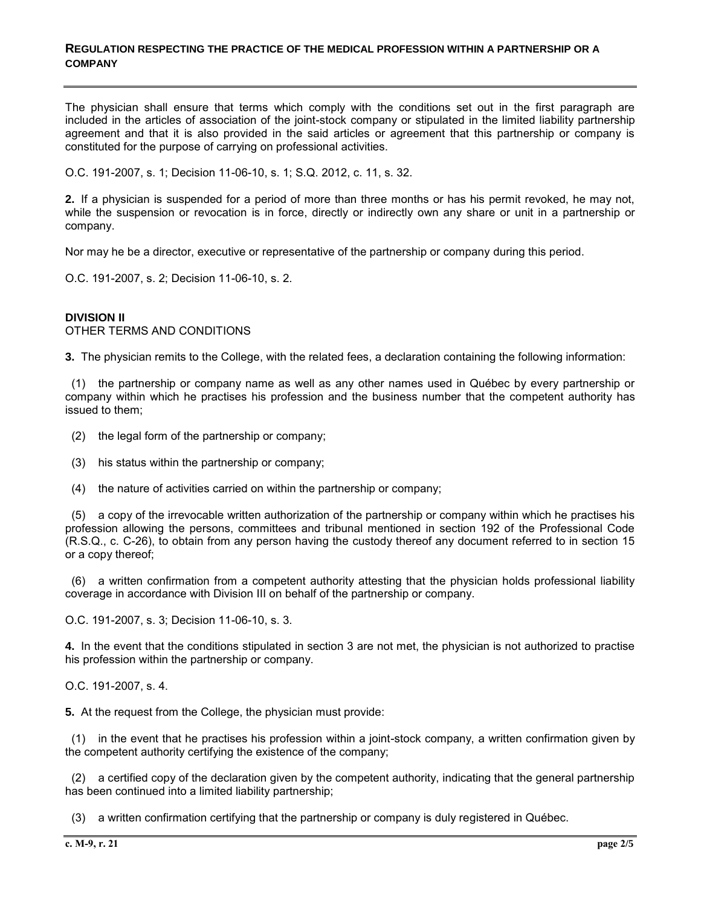The physician shall ensure that terms which comply with the conditions set out in the first paragraph are included in the articles of association of the joint-stock company or stipulated in the limited liability partnership agreement and that it is also provided in the said articles or agreement that this partnership or company is constituted for the purpose of carrying on professional activities.

O.C. 191-2007, s. 1; Decision 11-06-10, s. 1; S.Q. 2012, c. 11, s. 32.

**2.** If a physician is suspended for a period of more than three months or has his permit revoked, he may not, while the suspension or revocation is in force, directly or indirectly own any share or unit in a partnership or company.

Nor may he be a director, executive or representative of the partnership or company during this period.

O.C. 191-2007, s. 2; Decision 11-06-10, s. 2.

**DIVISION II**
OTHER TERMS AND CONDITIONS

**3.** The physician remits to the College, with the related fees, a declaration containing the following information:

(1) the partnership or company name as well as any other names used in Québec by every partnership or company within which he practises his profession and the business number that the competent authority has issued to them;

(2) the legal form of the partnership or company;

(3) his status within the partnership or company;

(4) the nature of activities carried on within the partnership or company;

(5) a copy of the irrevocable written authorization of the partnership or company within which he practises his profession allowing the persons, committees and tribunal mentioned in section 192 of the Professional Code (R.S.Q., c. C-26), to obtain from any person having the custody thereof any document referred to in section 15 or a copy thereof;

(6) a written confirmation from a competent authority attesting that the physician holds professional liability coverage in accordance with Division III on behalf of the partnership or company.

O.C. 191-2007, s. 3; Decision 11-06-10, s. 3.

**4.** In the event that the conditions stipulated in section 3 are not met, the physician is not authorized to practise his profession within the partnership or company.

O.C. 191-2007, s. 4.

**5.** At the request from the College, the physician must provide:

(1) in the event that he practises his profession within a joint-stock company, a written confirmation given by the competent authority certifying the existence of the company;

(2) a certified copy of the declaration given by the competent authority, indicating that the general partnership has been continued into a limited liability partnership;

(3) a written confirmation certifying that the partnership or company is duly registered in Québec.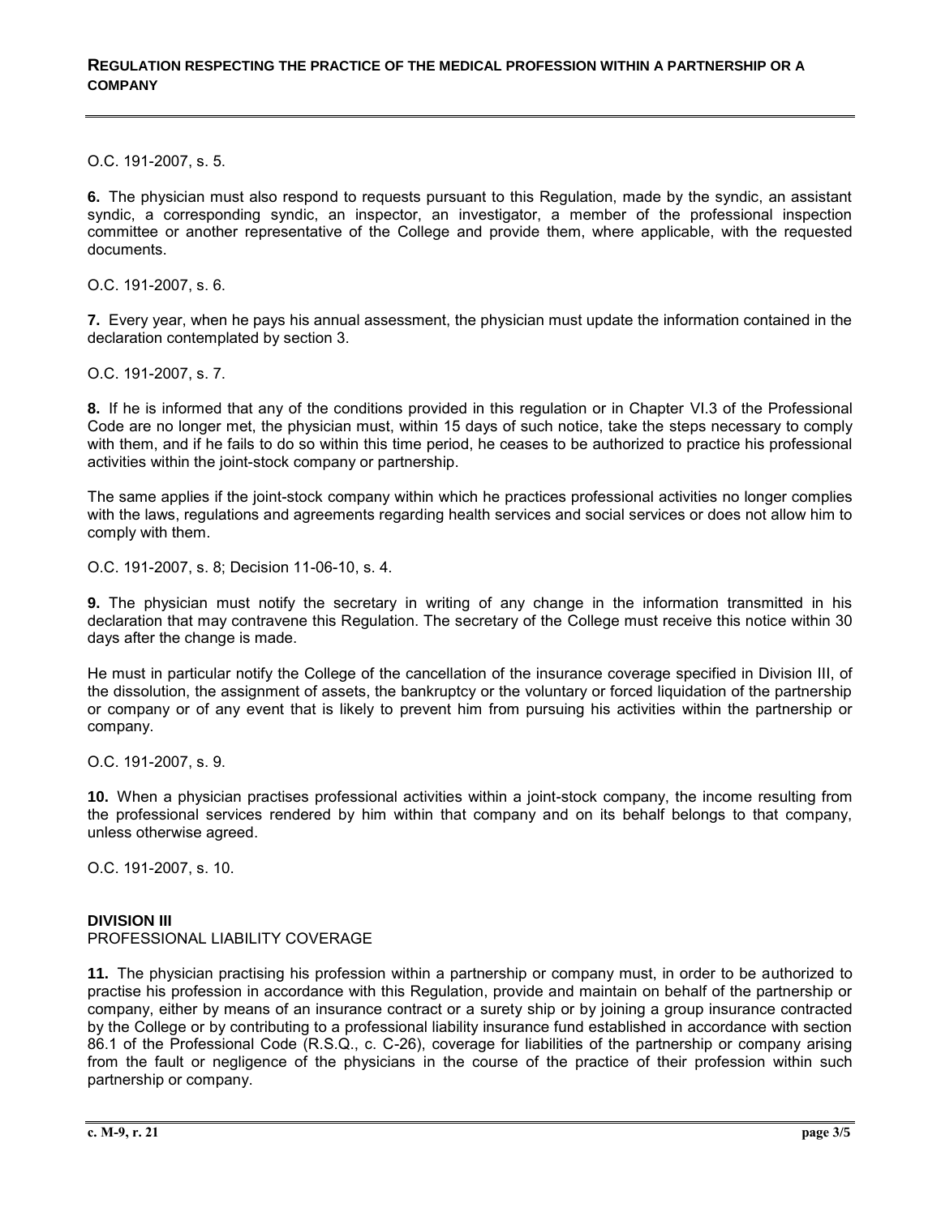O.C. 191-2007, s. 5.

**6.** The physician must also respond to requests pursuant to this Regulation, made by the syndic, an assistant syndic, a corresponding syndic, an inspector, an investigator, a member of the professional inspection committee or another representative of the College and provide them, where applicable, with the requested documents.

O.C. 191-2007, s. 6.

**7.** Every year, when he pays his annual assessment, the physician must update the information contained in the declaration contemplated by section 3.

O.C. 191-2007, s. 7.

**8.** If he is informed that any of the conditions provided in this regulation or in Chapter VI.3 of the Professional Code are no longer met, the physician must, within 15 days of such notice, take the steps necessary to comply with them, and if he fails to do so within this time period, he ceases to be authorized to practice his professional activities within the joint-stock company or partnership.

The same applies if the joint-stock company within which he practices professional activities no longer complies with the laws, regulations and agreements regarding health services and social services or does not allow him to comply with them.

O.C. 191-2007, s. 8; Decision 11-06-10, s. 4.

**9.** The physician must notify the secretary in writing of any change in the information transmitted in his declaration that may contravene this Regulation. The secretary of the College must receive this notice within 30 days after the change is made.

He must in particular notify the College of the cancellation of the insurance coverage specified in Division III, of the dissolution, the assignment of assets, the bankruptcy or the voluntary or forced liquidation of the partnership or company or of any event that is likely to prevent him from pursuing his activities within the partnership or company.

O.C. 191-2007, s. 9.

**10.** When a physician practises professional activities within a joint-stock company, the income resulting from the professional services rendered by him within that company and on its behalf belongs to that company, unless otherwise agreed.

O.C. 191-2007, s. 10.

## DIVISION III
PROFESSIONAL LIABILITY COVERAGE

**11.** The physician practising his profession within a partnership or company must, in order to be authorized to practise his profession in accordance with this Regulation, provide and maintain on behalf of the partnership or company, either by means of an insurance contract or a surety ship or by joining a group insurance contracted by the College or by contributing to a professional liability insurance fund established in accordance with section 86.1 of the Professional Code (R.S.Q., c. C-26), coverage for liabilities of the partnership or company arising from the fault or negligence of the physicians in the course of the practice of their profession within such partnership or company.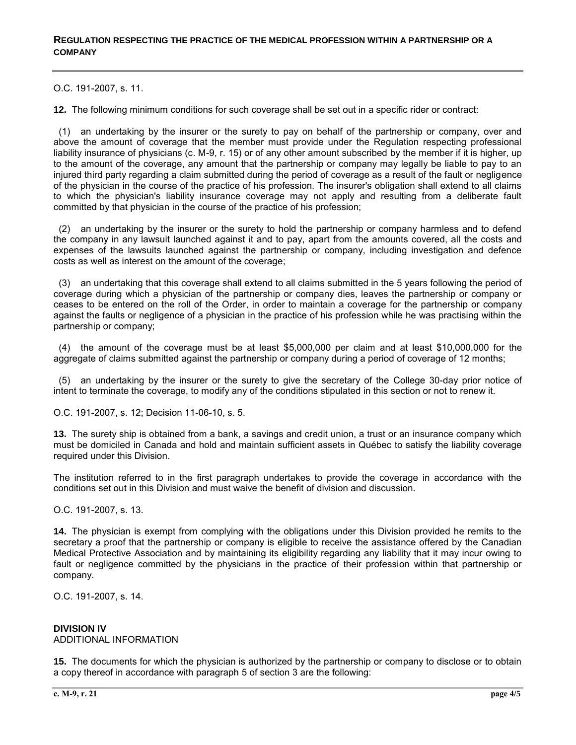O.C. 191-2007, s. 11.

**12.** The following minimum conditions for such coverage shall be set out in a specific rider or contract:

(1) an undertaking by the insurer or the surety to pay on behalf of the partnership or company, over and above the amount of coverage that the member must provide under the Regulation respecting professional liability insurance of physicians (c. M-9, r. 15) or of any other amount subscribed by the member if it is higher, up to the amount of the coverage, any amount that the partnership or company may legally be liable to pay to an injured third party regarding a claim submitted during the period of coverage as a result of the fault or negligence of the physician in the course of the practice of his profession. The insurer's obligation shall extend to all claims to which the physician's liability insurance coverage may not apply and resulting from a deliberate fault committed by that physician in the course of the practice of his profession;

(2) an undertaking by the insurer or the surety to hold the partnership or company harmless and to defend the company in any lawsuit launched against it and to pay, apart from the amounts covered, all the costs and expenses of the lawsuits launched against the partnership or company, including investigation and defence costs as well as interest on the amount of the coverage;

(3) an undertaking that this coverage shall extend to all claims submitted in the 5 years following the period of coverage during which a physician of the partnership or company dies, leaves the partnership or company or ceases to be entered on the roll of the Order, in order to maintain a coverage for the partnership or company against the faults or negligence of a physician in the practice of his profession while he was practising within the partnership or company;

(4) the amount of the coverage must be at least $5,000,000 per claim and at least $10,000,000 for the aggregate of claims submitted against the partnership or company during a period of coverage of 12 months;

(5) an undertaking by the insurer or the surety to give the secretary of the College 30-day prior notice of intent to terminate the coverage, to modify any of the conditions stipulated in this section or not to renew it.

O.C. 191-2007, s. 12; Decision 11-06-10, s. 5.

**13.** The surety ship is obtained from a bank, a savings and credit union, a trust or an insurance company which must be domiciled in Canada and hold and maintain sufficient assets in Québec to satisfy the liability coverage required under this Division.

The institution referred to in the first paragraph undertakes to provide the coverage in accordance with the conditions set out in this Division and must waive the benefit of division and discussion.

O.C. 191-2007, s. 13.

**14.** The physician is exempt from complying with the obligations under this Division provided he remits to the secretary a proof that the partnership or company is eligible to receive the assistance offered by the Canadian Medical Protective Association and by maintaining its eligibility regarding any liability that it may incur owing to fault or negligence committed by the physicians in the practice of their profession within that partnership or company.

O.C. 191-2007, s. 14.

## DIVISION IV
ADDITIONAL INFORMATION

**15.** The documents for which the physician is authorized by the partnership or company to disclose or to obtain a copy thereof in accordance with paragraph 5 of section 3 are the following: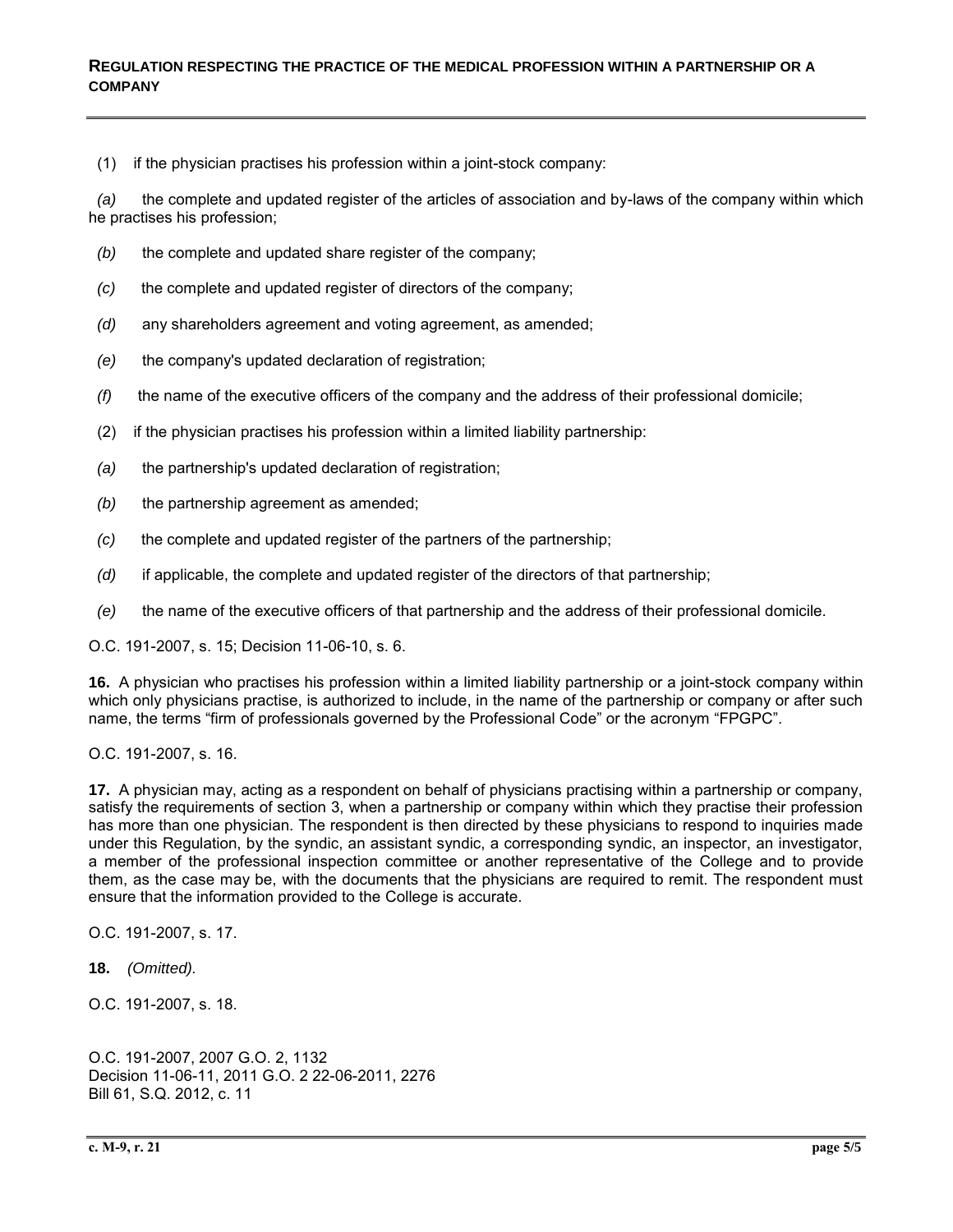(1) if the physician practises his profession within a joint-stock company:

*(a)* the complete and updated register of the articles of association and by-laws of the company within which he practises his profession;

*(b)* the complete and updated share register of the company;

*(c)* the complete and updated register of directors of the company;

*(d)* any shareholders agreement and voting agreement, as amended;

*(e)* the company's updated declaration of registration;

*(f)* the name of the executive officers of the company and the address of their professional domicile;

(2) if the physician practises his profession within a limited liability partnership:

*(a)* the partnership's updated declaration of registration;

*(b)* the partnership agreement as amended;

*(c)* the complete and updated register of the partners of the partnership;

*(d)* if applicable, the complete and updated register of the directors of that partnership;

*(e)* the name of the executive officers of that partnership and the address of their professional domicile.

O.C. 191-2007, s. 15; Decision 11-06-10, s. 6.

**16.** A physician who practises his profession within a limited liability partnership or a joint-stock company within which only physicians practise, is authorized to include, in the name of the partnership or company or after such name, the terms "firm of professionals governed by the Professional Code" or the acronym "FPGPC".

O.C. 191-2007, s. 16.

**17.** A physician may, acting as a respondent on behalf of physicians practising within a partnership or company, satisfy the requirements of section 3, when a partnership or company within which they practise their profession has more than one physician. The respondent is then directed by these physicians to respond to inquiries made under this Regulation, by the syndic, an assistant syndic, a corresponding syndic, an inspector, an investigator, a member of the professional inspection committee or another representative of the College and to provide them, as the case may be, with the documents that the physicians are required to remit. The respondent must ensure that the information provided to the College is accurate.

O.C. 191-2007, s. 17.

**18.** *(Omitted).*

O.C. 191-2007, s. 18.

O.C. 191-2007, 2007 G.O. 2, 1132
Decision 11-06-11, 2011 G.O. 2 22-06-2011, 2276
Bill 61, S.Q. 2012, c. 11